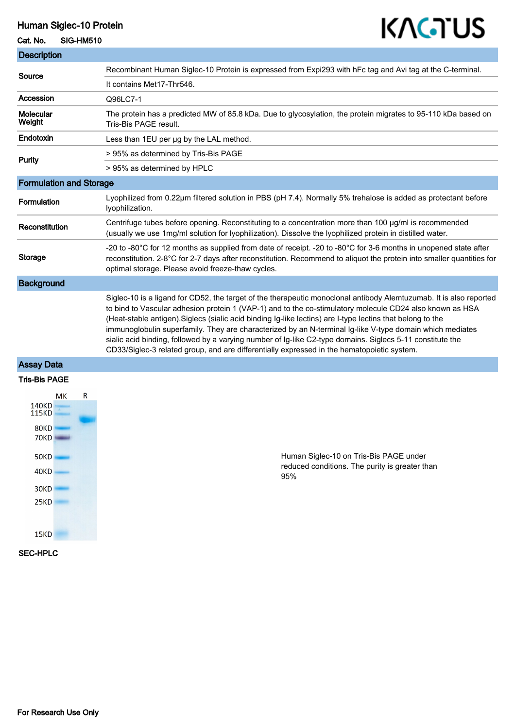# Human Siglec-10 Protein

**Cat. No.** SIG-HM510

## Description

| | |
|---|---|
| **Source** | Recombinant Human Siglec-10 Protein is expressed from Expi293 with hFc tag and Avi tag at the C-terminal. |
| | It contains Met17-Thr546. |
| **Accession** | Q96LC7-1 |
| **Molecular Weight** | The protein has a predicted MW of 85.8 kDa. Due to glycosylation, the protein migrates to 95-110 kDa based on Tris-Bis PAGE result. |
| **Endotoxin** | Less than 1EU per μg by the LAL method. |
| **Purity** | > 95% as determined by Tris-Bis PAGE |
| | > 95% as determined by HPLC |

## Formulation and Storage

| | |
|---|---|
| **Formulation** | Lyophilized from 0.22μm filtered solution in PBS (pH 7.4). Normally 5% trehalose is added as protectant before lyophilization. |
| **Reconstitution** | Centrifuge tubes before opening. Reconstituting to a concentration more than 100 μg/ml is recommended (usually we use 1mg/ml solution for lyophilization). Dissolve the lyophilized protein in distilled water. |
| **Storage** | -20 to -80°C for 12 months as supplied from date of receipt. -20 to -80°C for 3-6 months in unopened state after reconstitution. 2-8°C for 2-7 days after reconstitution. Recommend to aliquot the protein into smaller quantities for optimal storage. Please avoid freeze-thaw cycles. |

## Background

Siglec-10 is a ligand for CD52, the target of the therapeutic monoclonal antibody Alemtuzumab. It is also reported to bind to Vascular adhesion protein 1 (VAP-1) and to the co-stimulatory molecule CD24 also known as HSA (Heat-stable antigen).Siglecs (sialic acid binding Ig-like lectins) are I-type lectins that belong to the immunoglobulin superfamily. They are characterized by an N-terminal Ig-like V-type domain which mediates sialic acid binding, followed by a varying number of Ig-like C2-type domains. Siglecs 5-11 constitute the CD33/Siglec-3 related group, and are differentially expressed in the hematopoietic system.

## Assay Data

### Tris-Bis PAGE

Human Siglec-10 on Tris-Bis PAGE under reduced conditions. The purity is greater than 95%

### SEC-HPLC

For Research Use Only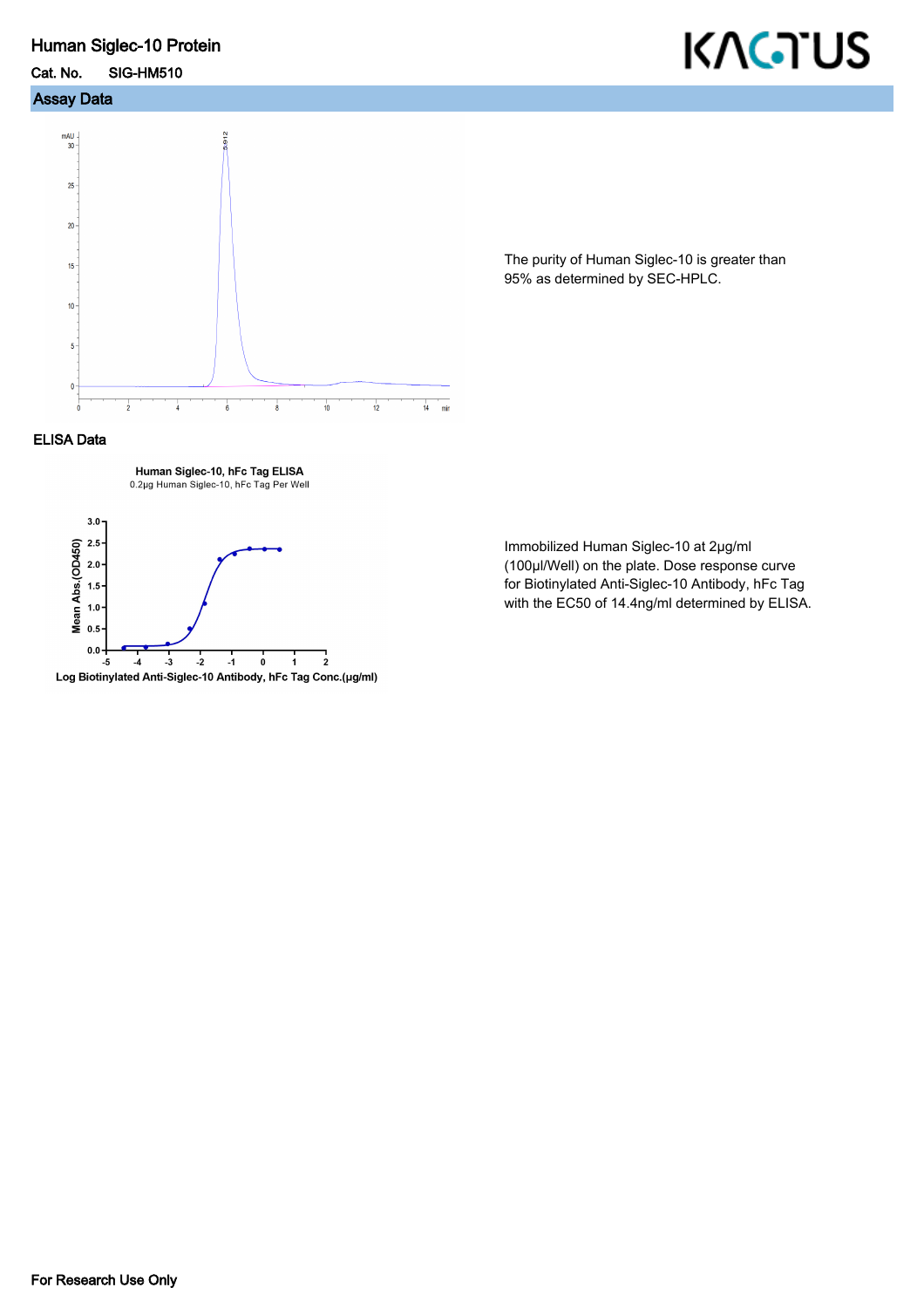# Human Siglec-10 Protein

Cat. No. SIG-HM510

KACTUS

## Assay Data

mAU
30
25
20
15
10
5
0
5.912
0 2 4 6 8 10 12 14 min

The purity of Human Siglec-10 is greater than 95% as determined by SEC-HPLC.

## ELISA Data

**Human Siglec-10, hFc Tag ELISA**

0.2μg Human Siglec-10, hFc Tag Per Well

Mean Abs.(OD450)
3.0
2.5
2.0
1.5
1.0
0.5
0.0
-5 -4 -3 -2 -1 0 1 2
Log Biotinylated Anti-Siglec-10 Antibody, hFc Tag Conc.(μg/ml)

Immobilized Human Siglec-10 at 2μg/ml (100μl/Well) on the plate. Dose response curve for Biotinylated Anti-Siglec-10 Antibody, hFc Tag with the EC50 of 14.4ng/ml determined by ELISA.

For Research Use Only